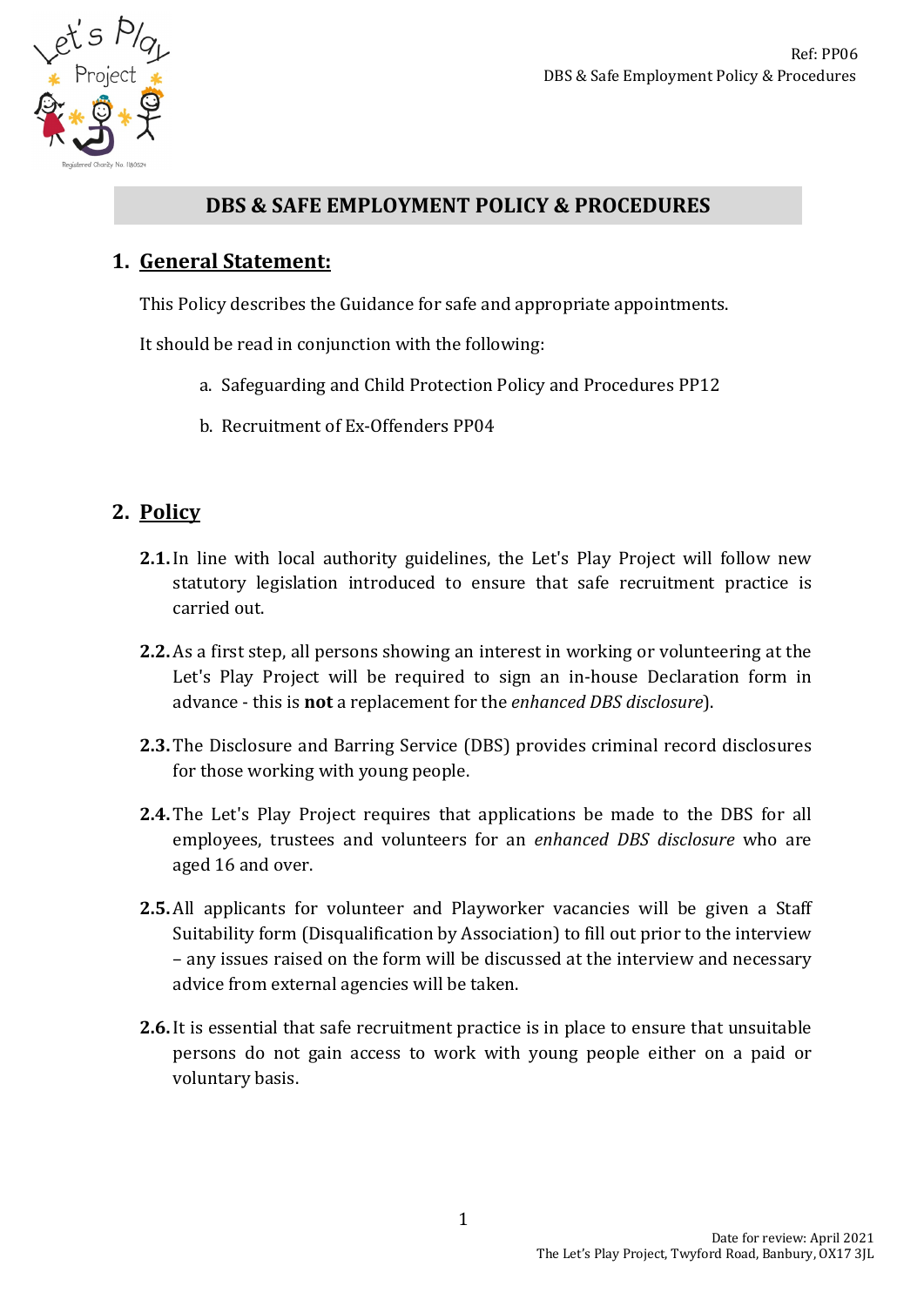# DBS & SAFE EMPLOYMENT POLICY & PROCEDURES

## 1. General Statement:

This Policy describes the Guidance for safe and appropriate appointments.

It should be read in conjunction with the following:

a. Safeguarding and Child Protection Policy and Procedures PP12

b. Recruitment of Ex-Offenders PP04

## 2. Policy

**2.1.** In line with local authority guidelines, the Let's Play Project will follow new statutory legislation introduced to ensure that safe recruitment practice is carried out.

**2.2.** As a first step, all persons showing an interest in working or volunteering at the Let's Play Project will be required to sign an in-house Declaration form in advance - this is **not** a replacement for the *enhanced DBS disclosure*).

**2.3.** The Disclosure and Barring Service (DBS) provides criminal record disclosures for those working with young people.

**2.4.** The Let's Play Project requires that applications be made to the DBS for all employees, trustees and volunteers for an *enhanced DBS disclosure* who are aged 16 and over.

**2.5.** All applicants for volunteer and Playworker vacancies will be given a Staff Suitability form (Disqualification by Association) to fill out prior to the interview – any issues raised on the form will be discussed at the interview and necessary advice from external agencies will be taken.

**2.6.** It is essential that safe recruitment practice is in place to ensure that unsuitable persons do not gain access to work with young people either on a paid or voluntary basis.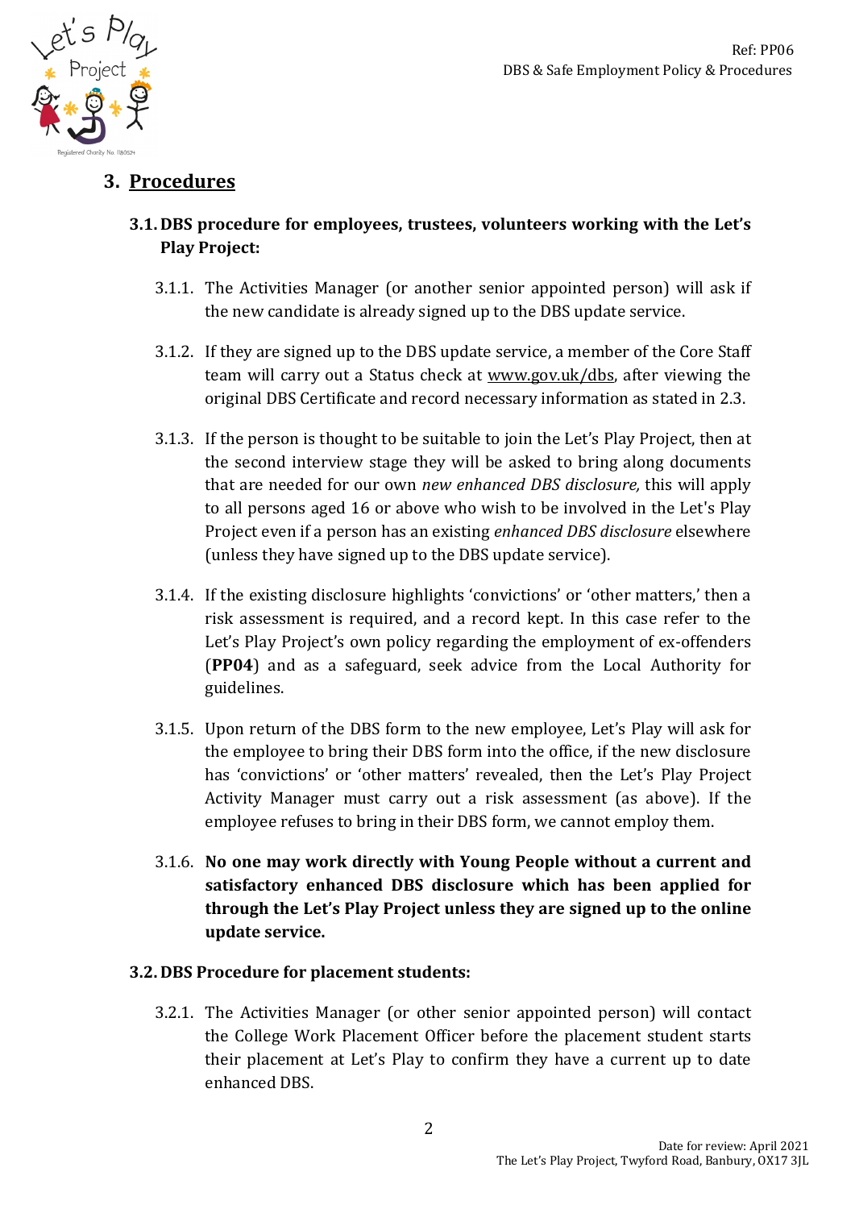## 3. Procedures

### 3.1. DBS procedure for employees, trustees, volunteers working with the Let's Play Project:

3.1.1. The Activities Manager (or another senior appointed person) will ask if the new candidate is already signed up to the DBS update service.

3.1.2. If they are signed up to the DBS update service, a member of the Core Staff team will carry out a Status check at www.gov.uk/dbs, after viewing the original DBS Certificate and record necessary information as stated in 2.3.

3.1.3. If the person is thought to be suitable to join the Let's Play Project, then at the second interview stage they will be asked to bring along documents that are needed for our own *new enhanced DBS disclosure,* this will apply to all persons aged 16 or above who wish to be involved in the Let's Play Project even if a person has an existing *enhanced DBS disclosure* elsewhere (unless they have signed up to the DBS update service).

3.1.4. If the existing disclosure highlights 'convictions' or 'other matters,' then a risk assessment is required, and a record kept. In this case refer to the Let's Play Project's own policy regarding the employment of ex-offenders (**PP04**) and as a safeguard, seek advice from the Local Authority for guidelines.

3.1.5. Upon return of the DBS form to the new employee, Let's Play will ask for the employee to bring their DBS form into the office, if the new disclosure has 'convictions' or 'other matters' revealed, then the Let's Play Project Activity Manager must carry out a risk assessment (as above). If the employee refuses to bring in their DBS form, we cannot employ them.

3.1.6. **No one may work directly with Young People without a current and satisfactory enhanced DBS disclosure which has been applied for through the Let's Play Project unless they are signed up to the online update service.**

### 3.2. DBS Procedure for placement students:

3.2.1. The Activities Manager (or other senior appointed person) will contact the College Work Placement Officer before the placement student starts their placement at Let's Play to confirm they have a current up to date enhanced DBS.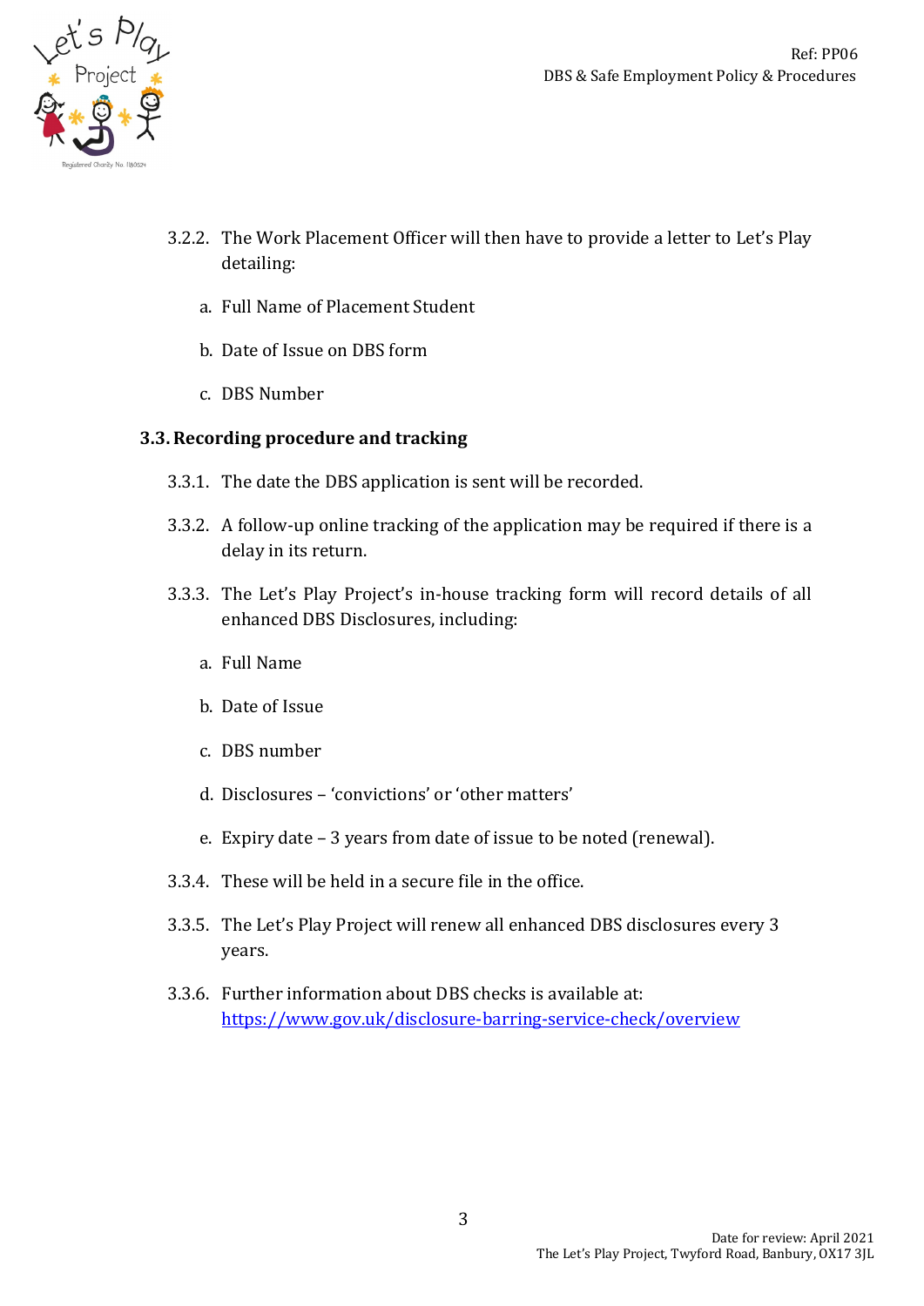3.2.2. The Work Placement Officer will then have to provide a letter to Let's Play detailing:

a. Full Name of Placement Student

b. Date of Issue on DBS form

c. DBS Number

## 3.3. Recording procedure and tracking

3.3.1. The date the DBS application is sent will be recorded.

3.3.2. A follow-up online tracking of the application may be required if there is a delay in its return.

3.3.3. The Let's Play Project's in-house tracking form will record details of all enhanced DBS Disclosures, including:

a. Full Name

b. Date of Issue

c. DBS number

d. Disclosures – 'convictions' or 'other matters'

e. Expiry date – 3 years from date of issue to be noted (renewal).

3.3.4. These will be held in a secure file in the office.

3.3.5. The Let's Play Project will renew all enhanced DBS disclosures every 3 years.

3.3.6. Further information about DBS checks is available at: [https://www.gov.uk/disclosure-barring-service-check/overview](https://www.gov.uk/disclosure-barring-service-check/overview)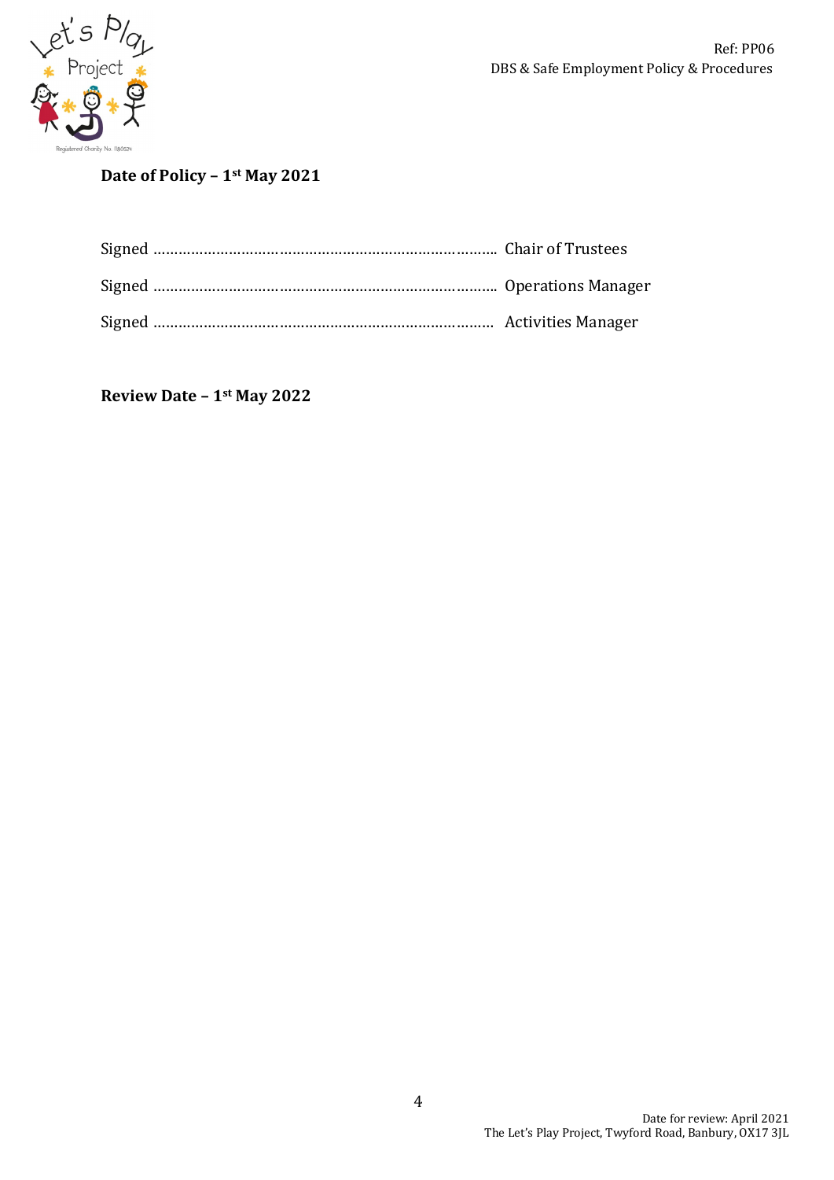**Date of Policy – 1st May 2021**

Signed ………………………………………………………………………. Chair of Trustees

Signed ………………………………………………………………………. Operations Manager

Signed ……………………………………………………………………… Activities Manager

**Review Date – 1st May 2022**